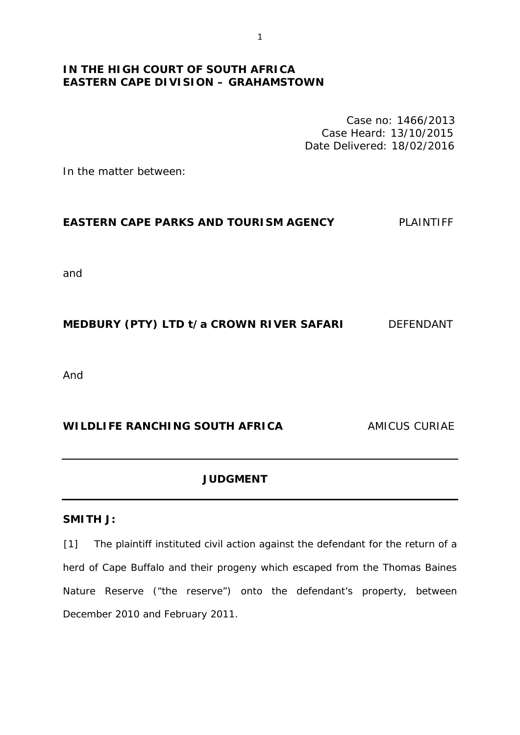**IN THE HIGH COURT OF SOUTH AFRICA**
**EASTERN CAPE DIVISION – GRAHAMSTOWN**

Case no: 1466/2013
Case Heard: 13/10/2015
Date Delivered: 18/02/2016

In the matter between:

**EASTERN CAPE PARKS AND TOURISM AGENCY** PLAINTIFF

and

**MEDBURY (PTY) LTD t/a CROWN RIVER SAFARI** DEFENDANT

And

**WILDLIFE RANCHING SOUTH AFRICA** AMICUS CURIAE

---

## JUDGMENT

---

**SMITH J:**

[1] The plaintiff instituted civil action against the defendant for the return of a herd of Cape Buffalo and their progeny which escaped from the Thomas Baines Nature Reserve ("the reserve") onto the defendant's property, between December 2010 and February 2011.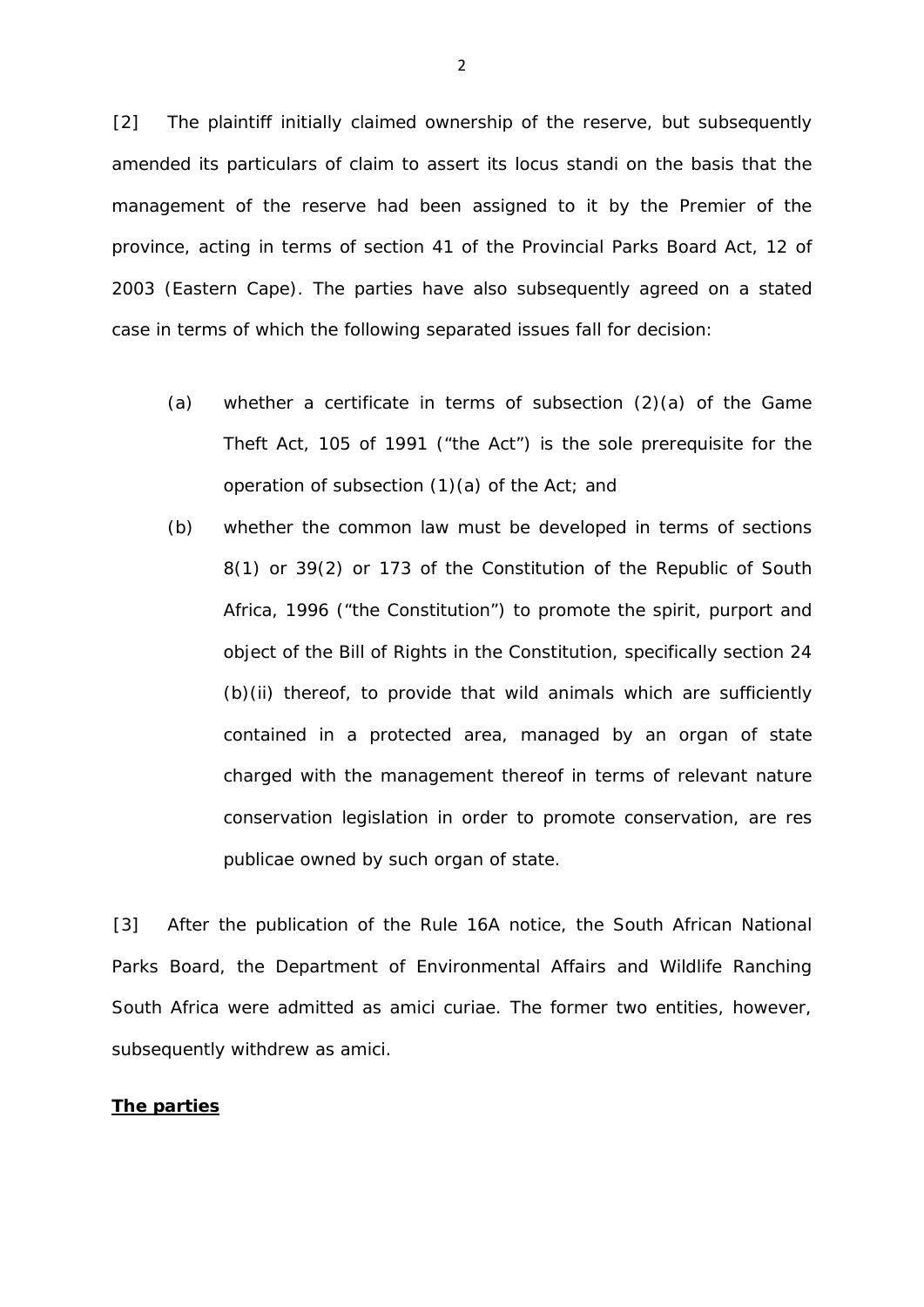[2] The plaintiff initially claimed ownership of the reserve, but subsequently amended its particulars of claim to assert its locus standi on the basis that the management of the reserve had been assigned to it by the Premier of the province, acting in terms of section 41 of the Provincial Parks Board Act, 12 of 2003 (Eastern Cape). The parties have also subsequently agreed on a stated case in terms of which the following separated issues fall for decision:

(a) whether a certificate in terms of subsection (2)(a) of the Game Theft Act, 105 of 1991 ("the Act") is the sole prerequisite for the operation of subsection (1)(a) of the Act; and

(b) whether the common law must be developed in terms of sections 8(1) or 39(2) or 173 of the Constitution of the Republic of South Africa, 1996 ("the Constitution") to promote the spirit, purport and object of the Bill of Rights in the Constitution, specifically section 24 (b)(ii) thereof, to provide that wild animals which are sufficiently contained in a protected area, managed by an organ of state charged with the management thereof in terms of relevant nature conservation legislation in order to promote conservation, are res publicae owned by such organ of state.

[3] After the publication of the Rule 16A notice, the South African National Parks Board, the Department of Environmental Affairs and Wildlife Ranching South Africa were admitted as amici curiae. The former two entities, however, subsequently withdrew as amici.

**<u>The parties</u>**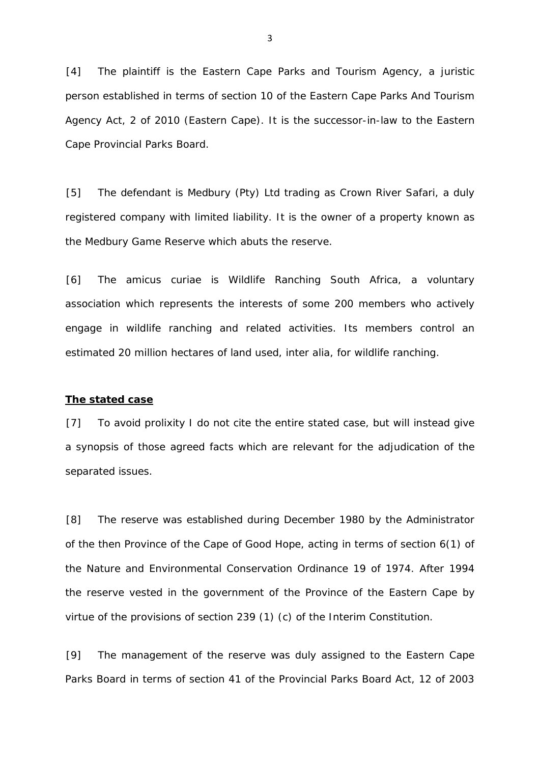[4] The plaintiff is the Eastern Cape Parks and Tourism Agency, a juristic person established in terms of section 10 of the Eastern Cape Parks And Tourism Agency Act, 2 of 2010 (Eastern Cape). It is the successor-in-law to the Eastern Cape Provincial Parks Board.

[5] The defendant is Medbury (Pty) Ltd trading as Crown River Safari, a duly registered company with limited liability. It is the owner of a property known as the Medbury Game Reserve which abuts the reserve.

[6] The amicus curiae is Wildlife Ranching South Africa, a voluntary association which represents the interests of some 200 members who actively engage in wildlife ranching and related activities. Its members control an estimated 20 million hectares of land used, inter alia, for wildlife ranching.

**<u>The stated case</u>**

[7] To avoid prolixity I do not cite the entire stated case, but will instead give a synopsis of those agreed facts which are relevant for the adjudication of the separated issues.

[8] The reserve was established during December 1980 by the Administrator of the then Province of the Cape of Good Hope, acting in terms of section 6(1) of the Nature and Environmental Conservation Ordinance 19 of 1974. After 1994 the reserve vested in the government of the Province of the Eastern Cape by virtue of the provisions of section 239 (1) (c) of the Interim Constitution.

[9] The management of the reserve was duly assigned to the Eastern Cape Parks Board in terms of section 41 of the Provincial Parks Board Act, 12 of 2003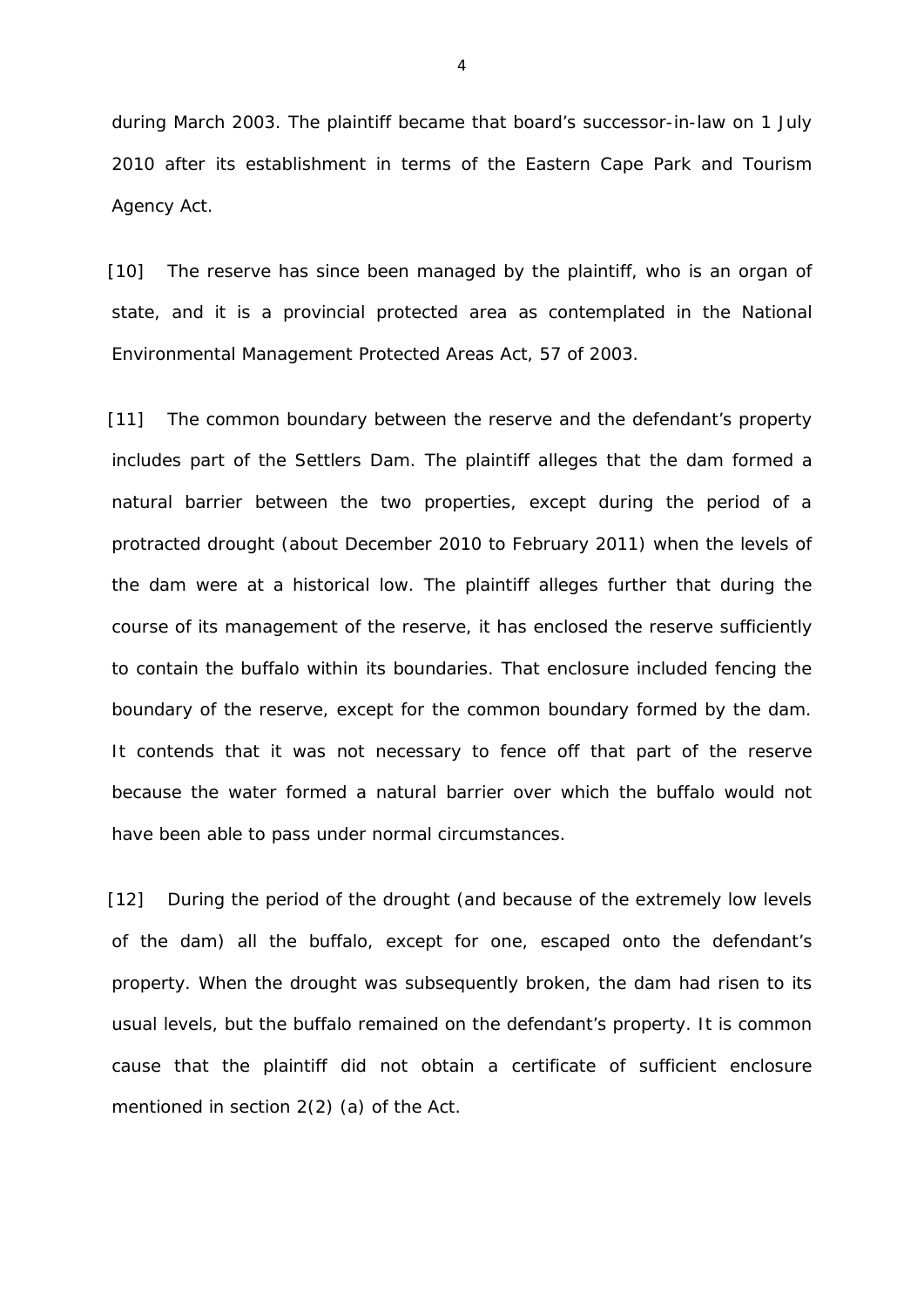during March 2003. The plaintiff became that board's successor-in-law on 1 July 2010 after its establishment in terms of the Eastern Cape Park and Tourism Agency Act.

[10] The reserve has since been managed by the plaintiff, who is an organ of state, and it is a provincial protected area as contemplated in the National Environmental Management Protected Areas Act, 57 of 2003.

[11] The common boundary between the reserve and the defendant's property includes part of the Settlers Dam. The plaintiff alleges that the dam formed a natural barrier between the two properties, except during the period of a protracted drought (about December 2010 to February 2011) when the levels of the dam were at a historical low. The plaintiff alleges further that during the course of its management of the reserve, it has enclosed the reserve sufficiently to contain the buffalo within its boundaries. That enclosure included fencing the boundary of the reserve, except for the common boundary formed by the dam. It contends that it was not necessary to fence off that part of the reserve because the water formed a natural barrier over which the buffalo would not have been able to pass under normal circumstances.

[12] During the period of the drought (and because of the extremely low levels of the dam) all the buffalo, except for one, escaped onto the defendant's property. When the drought was subsequently broken, the dam had risen to its usual levels, but the buffalo remained on the defendant's property. It is common cause that the plaintiff did not obtain a certificate of sufficient enclosure mentioned in section 2(2) (a) of the Act.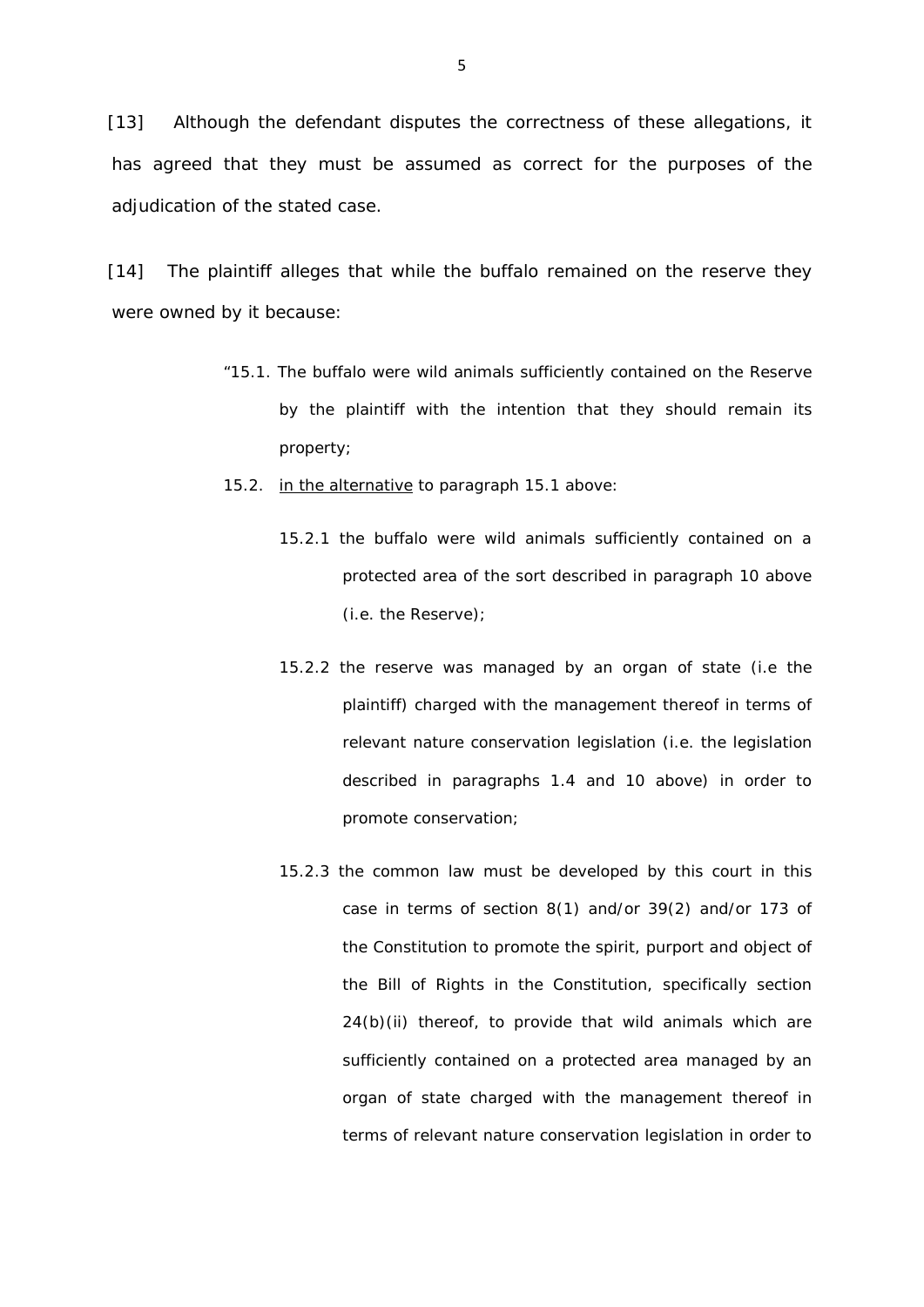[13] Although the defendant disputes the correctness of these allegations, it has agreed that they must be assumed as correct for the purposes of the adjudication of the stated case.

[14] The plaintiff alleges that while the buffalo remained on the reserve they were owned by it because:

> "15.1. The buffalo were wild animals sufficiently contained on the Reserve by the plaintiff with the intention that they should remain its property;
>
> 15.2. in the alternative to paragraph 15.1 above:
>
> 15.2.1 the buffalo were wild animals sufficiently contained on a protected area of the sort described in paragraph 10 above (i.e. the Reserve);
>
> 15.2.2 the reserve was managed by an organ of state (i.e the plaintiff) charged with the management thereof in terms of relevant nature conservation legislation (i.e. the legislation described in paragraphs 1.4 and 10 above) in order to promote conservation;
>
> 15.2.3 the common law must be developed by this court in this case in terms of section 8(1) and/or 39(2) and/or 173 of the Constitution to promote the spirit, purport and object of the Bill of Rights in the Constitution, specifically section 24(b)(ii) thereof, to provide that wild animals which are sufficiently contained on a protected area managed by an organ of state charged with the management thereof in terms of relevant nature conservation legislation in order to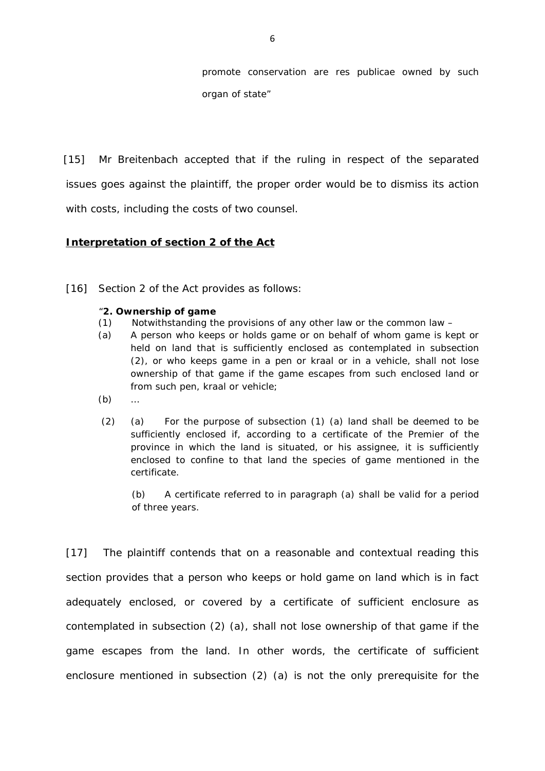> promote conservation are res publicae owned by such organ of state"

[15] Mr Breitenbach accepted that if the ruling in respect of the separated issues goes against the plaintiff, the proper order would be to dismiss its action with costs, including the costs of two counsel.

**Interpretation of section 2 of the Act**

[16] Section 2 of the Act provides as follows:

> "**2. Ownership of game**
>
> (1) Notwithstanding the provisions of any other law or the common law –
>
> (a) A person who keeps or holds game or on behalf of whom game is kept or held on land that is sufficiently enclosed as contemplated in subsection (2), or who keeps game in a pen or kraal or in a vehicle, shall not lose ownership of that game if the game escapes from such enclosed land or from such pen, kraal or vehicle;
>
> (b) …
>
> (2) (a) For the purpose of subsection (1) (a) land shall be deemed to be sufficiently enclosed if, according to a certificate of the Premier of the province in which the land is situated, or his assignee, it is sufficiently enclosed to confine to that land the species of game mentioned in the certificate.
>
> (b) A certificate referred to in paragraph (a) shall be valid for a period of three years.

[17] The plaintiff contends that on a reasonable and contextual reading this section provides that a person who keeps or hold game on land which is in fact adequately enclosed, or covered by a certificate of sufficient enclosure as contemplated in subsection (2) (a), shall not lose ownership of that game if the game escapes from the land. In other words, the certificate of sufficient enclosure mentioned in subsection (2) (a) is not the only prerequisite for the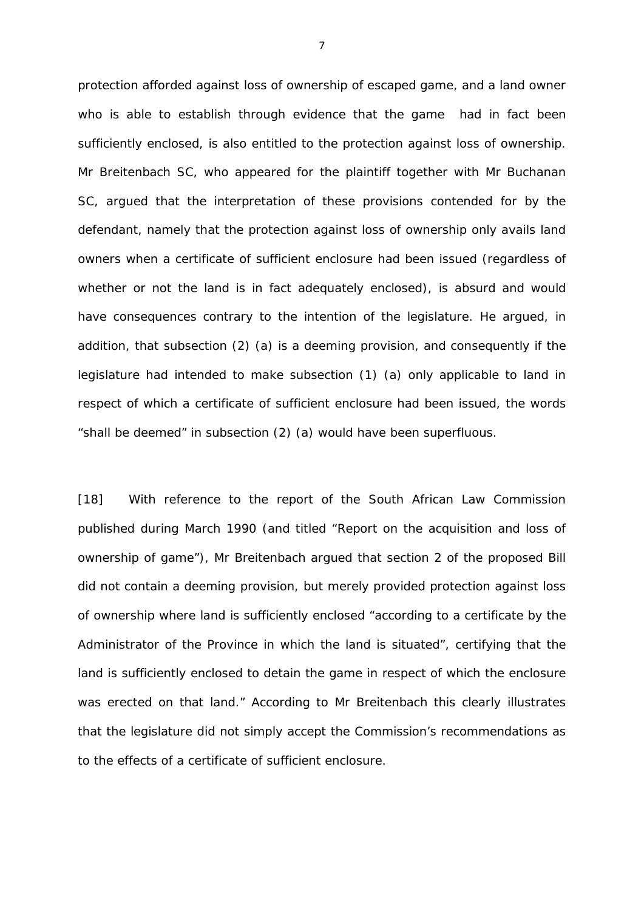protection afforded against loss of ownership of escaped game, and a land owner who is able to establish through evidence that the game had in fact been sufficiently enclosed, is also entitled to the protection against loss of ownership. Mr Breitenbach SC, who appeared for the plaintiff together with Mr Buchanan SC, argued that the interpretation of these provisions contended for by the defendant, namely that the protection against loss of ownership only avails land owners when a certificate of sufficient enclosure had been issued (regardless of whether or not the land is in fact adequately enclosed), is absurd and would have consequences contrary to the intention of the legislature. He argued, in addition, that subsection (2) (a) is a deeming provision, and consequently if the legislature had intended to make subsection (1) (a) only applicable to land in respect of which a certificate of sufficient enclosure had been issued, the words "shall be deemed" in subsection (2) (a) would have been superfluous.

[18] With reference to the report of the South African Law Commission published during March 1990 (and titled "Report on the acquisition and loss of ownership of game"), Mr Breitenbach argued that section 2 of the proposed Bill did not contain a deeming provision, but merely provided protection against loss of ownership where land is sufficiently enclosed "according to a certificate by the Administrator of the Province in which the land is situated", certifying that the land is sufficiently enclosed to detain the game in respect of which the enclosure was erected on that land." According to Mr Breitenbach this clearly illustrates that the legislature did not simply accept the Commission's recommendations as to the effects of a certificate of sufficient enclosure.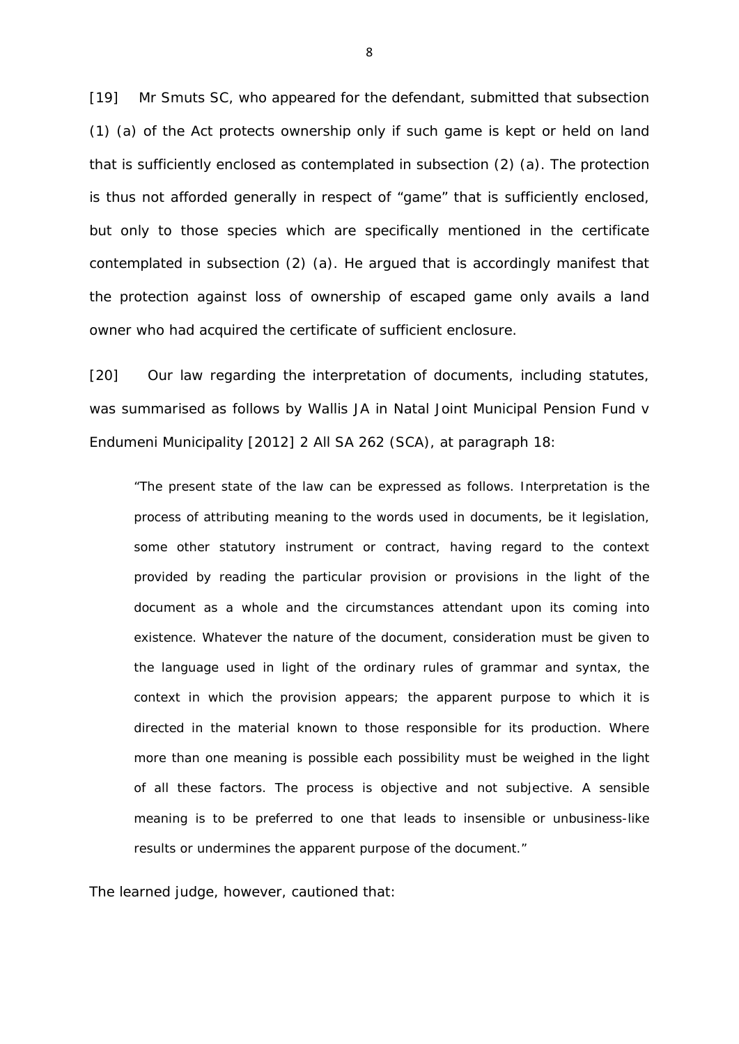[19] Mr Smuts SC, who appeared for the defendant, submitted that subsection (1) (a) of the Act protects ownership only if such game is kept or held on land that is sufficiently enclosed as contemplated in subsection (2) (a). The protection is thus not afforded generally in respect of "game" that is sufficiently enclosed, but only to those species which are specifically mentioned in the certificate contemplated in subsection (2) (a). He argued that is accordingly manifest that the protection against loss of ownership of escaped game only avails a land owner who had acquired the certificate of sufficient enclosure.

[20] Our law regarding the interpretation of documents, including statutes, was summarised as follows by Wallis JA in *Natal Joint Municipal Pension Fund v Endumeni Municipality* [2012] 2 All SA 262 (SCA), at paragraph 18:

> "The present state of the law can be expressed as follows. Interpretation is the process of attributing meaning to the words used in documents, be it legislation, some other statutory instrument or contract, having regard to the context provided by reading the particular provision or provisions in the light of the document as a whole and the circumstances attendant upon its coming into existence. Whatever the nature of the document, consideration must be given to the language used in light of the ordinary rules of grammar and syntax, the context in which the provision appears; the apparent purpose to which it is directed in the material known to those responsible for its production. Where more than one meaning is possible each possibility must be weighed in the light of all these factors. The process is objective and not subjective. A sensible meaning is to be preferred to one that leads to insensible or unbusiness-like results or undermines the apparent purpose of the document."

The learned judge, however, cautioned that: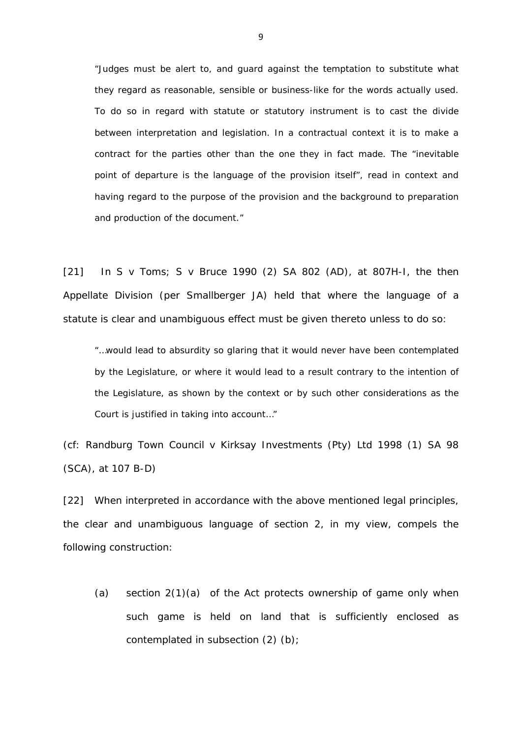> "Judges must be alert to, and guard against the temptation to substitute what they regard as reasonable, sensible or business-like for the words actually used. To do so in regard with statute or statutory instrument is to cast the divide between interpretation and legislation. In a contractual context it is to make a contract for the parties other than the one they in fact made. The "inevitable point of departure is the language of the provision itself", read in context and having regard to the purpose of the provision and the background to preparation and production of the document."

[21] In *S v Toms; S v Bruce* 1990 (2) SA 802 (AD), at 807H-I, the then Appellate Division (per Smallberger JA) held that where the language of a statute is clear and unambiguous effect must be given thereto unless to do so:

> "…would lead to absurdity so glaring that it would never have been contemplated by the Legislature, or where it would lead to a result contrary to the intention of the Legislature, as shown by the context or by such other considerations as the Court is justified in taking into account…"

(cf: *Randburg Town Council v Kirksay Investments (Pty) Ltd* 1998 (1) SA 98 (SCA), at 107 B-D)

[22] When interpreted in accordance with the above mentioned legal principles, the clear and unambiguous language of section 2, in my view, compels the following construction:

(a) section 2(1)(a) of the Act protects ownership of game only when such game is held on land that is sufficiently enclosed as contemplated in subsection (2) (b);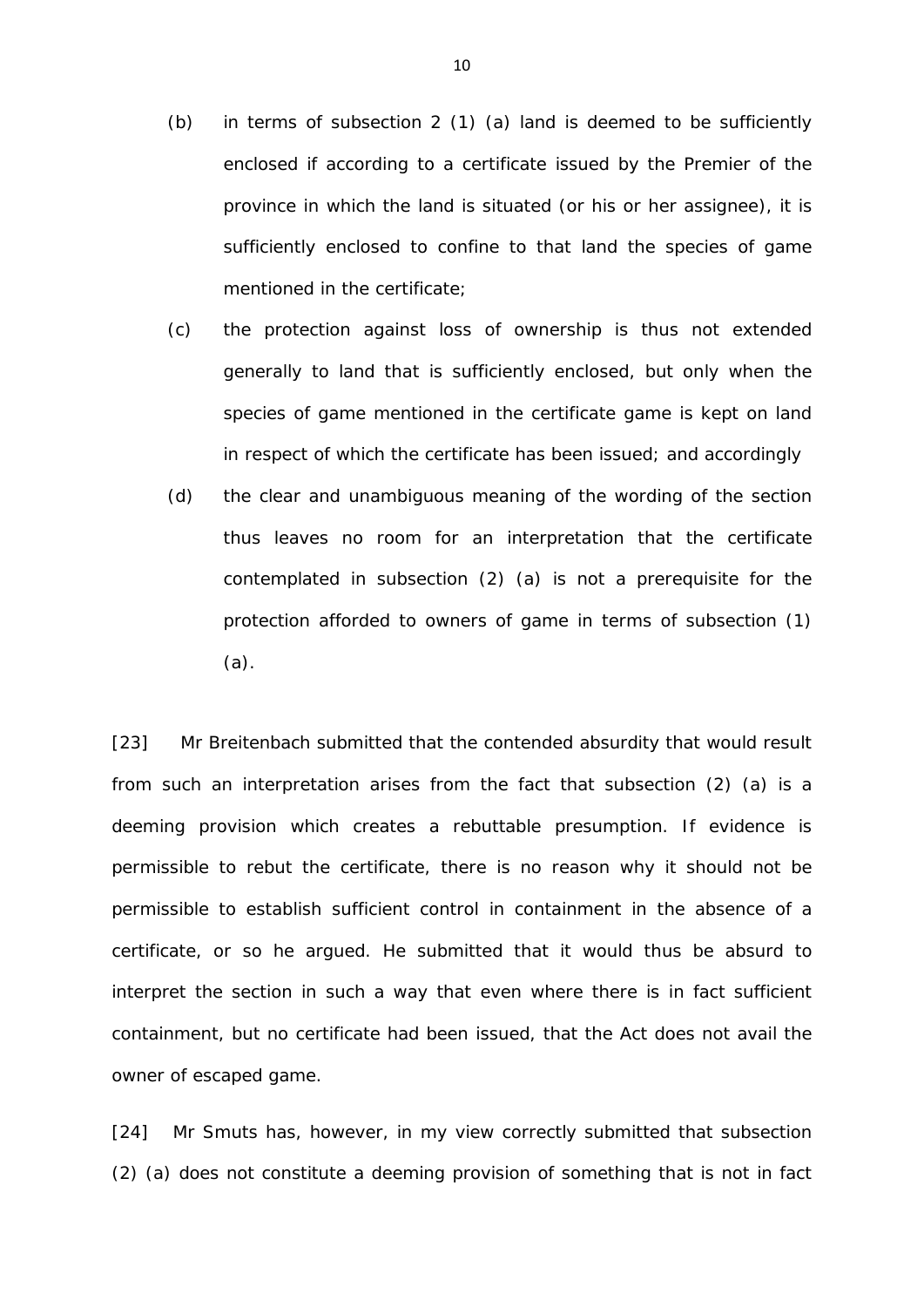(b) in terms of subsection 2 (1) (a) land is deemed to be sufficiently enclosed if according to a certificate issued by the Premier of the province in which the land is situated (or his or her assignee), it is sufficiently enclosed to confine to that land the species of game mentioned in the certificate;

(c) the protection against loss of ownership is thus not extended generally to land that is sufficiently enclosed, but only when the species of game mentioned in the certificate game is kept on land in respect of which the certificate has been issued; and accordingly

(d) the clear and unambiguous meaning of the wording of the section thus leaves no room for an interpretation that the certificate contemplated in subsection (2) (a) is not a prerequisite for the protection afforded to owners of game in terms of subsection (1) (a).

[23] Mr Breitenbach submitted that the contended absurdity that would result from such an interpretation arises from the fact that subsection (2) (a) is a deeming provision which creates a rebuttable presumption. If evidence is permissible to rebut the certificate, there is no reason why it should not be permissible to establish sufficient control in containment in the absence of a certificate, or so he argued. He submitted that it would thus be absurd to interpret the section in such a way that even where there is in fact sufficient containment, but no certificate had been issued, that the Act does not avail the owner of escaped game.

[24] Mr Smuts has, however, in my view correctly submitted that subsection (2) (a) does not constitute a deeming provision of something that is not in fact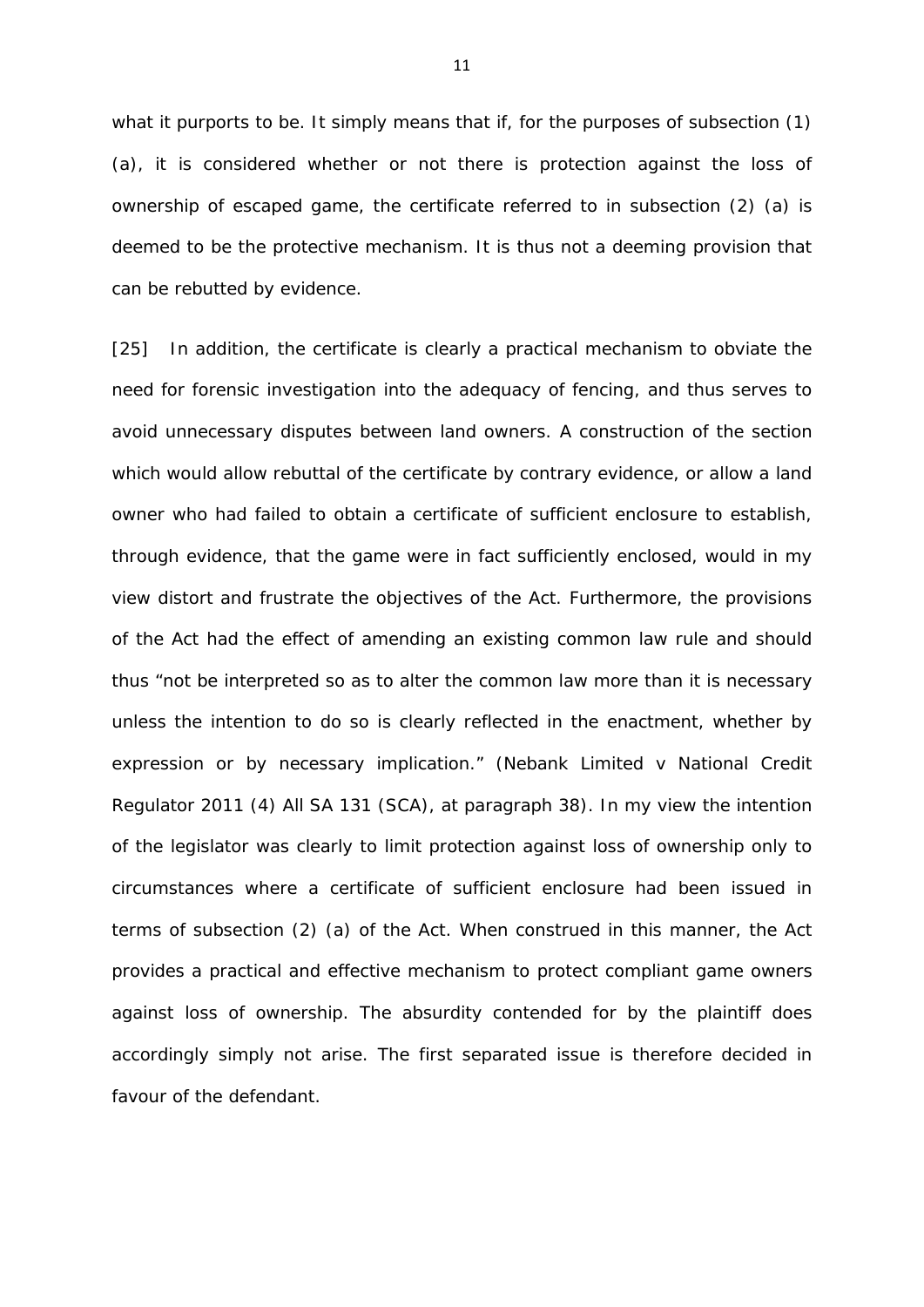what it purports to be. It simply means that if, for the purposes of subsection (1) (a), it is considered whether or not there is protection against the loss of ownership of escaped game, the certificate referred to in subsection (2) (a) is deemed to be the protective mechanism. It is thus not a deeming provision that can be rebutted by evidence.

[25] In addition, the certificate is clearly a practical mechanism to obviate the need for forensic investigation into the adequacy of fencing, and thus serves to avoid unnecessary disputes between land owners. A construction of the section which would allow rebuttal of the certificate by contrary evidence, or allow a land owner who had failed to obtain a certificate of sufficient enclosure to establish, through evidence, that the game were in fact sufficiently enclosed, would in my view distort and frustrate the objectives of the Act. Furthermore, the provisions of the Act had the effect of amending an existing common law rule and should thus "not be interpreted so as to alter the common law more than it is necessary unless the intention to do so is clearly reflected in the enactment, whether by expression or by necessary implication." (Nebank Limited v National Credit Regulator 2011 (4) All SA 131 (SCA), at paragraph 38). In my view the intention of the legislator was clearly to limit protection against loss of ownership only to circumstances where a certificate of sufficient enclosure had been issued in terms of subsection (2) (a) of the Act. When construed in this manner, the Act provides a practical and effective mechanism to protect compliant game owners against loss of ownership. The absurdity contended for by the plaintiff does accordingly simply not arise. The first separated issue is therefore decided in favour of the defendant.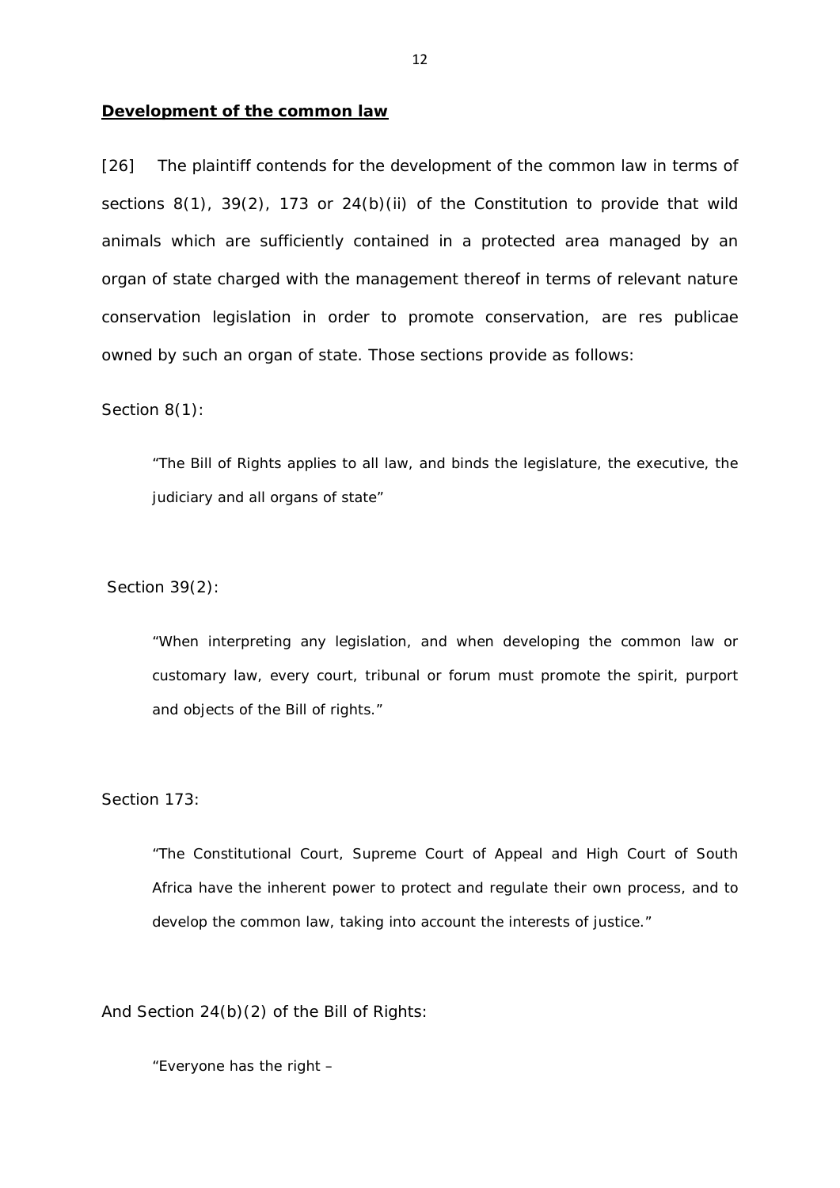**<u>Development of the common law</u>**

[26] The plaintiff contends for the development of the common law in terms of sections 8(1), 39(2), 173 or 24(b)(ii) of the Constitution to provide that wild animals which are sufficiently contained in a protected area managed by an organ of state charged with the management thereof in terms of relevant nature conservation legislation in order to promote conservation, are res publicae owned by such an organ of state. Those sections provide as follows:

Section 8(1):

> "The Bill of Rights applies to all law, and binds the legislature, the executive, the judiciary and all organs of state"

Section 39(2):

> "When interpreting any legislation, and when developing the common law or customary law, every court, tribunal or forum must promote the spirit, purport and objects of the Bill of rights."

Section 173:

> "The Constitutional Court, Supreme Court of Appeal and High Court of South Africa have the inherent power to protect and regulate their own process, and to develop the common law, taking into account the interests of justice."

And Section 24(b)(2) of the Bill of Rights:

> "Everyone has the right –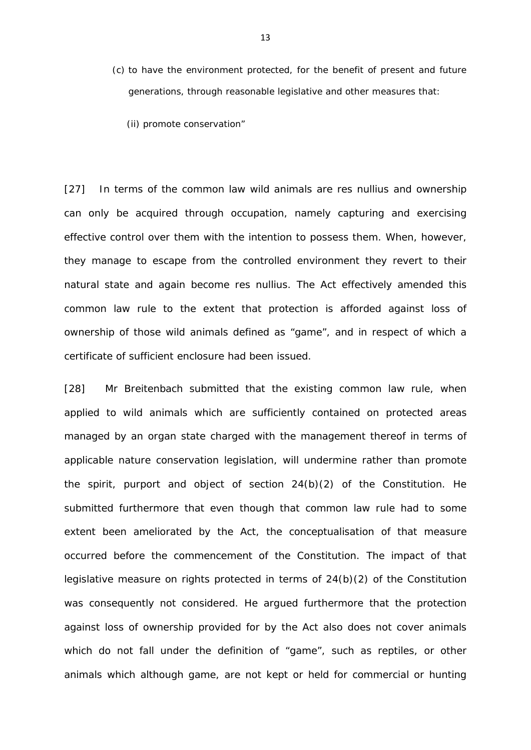> (c) to have the environment protected, for the benefit of present and future generations, through reasonable legislative and other measures that:
>
> (ii) promote conservation"

[27] In terms of the common law wild animals are res nullius and ownership can only be acquired through occupation, namely capturing and exercising effective control over them with the intention to possess them. When, however, they manage to escape from the controlled environment they revert to their natural state and again become res nullius. The Act effectively amended this common law rule to the extent that protection is afforded against loss of ownership of those wild animals defined as "game", and in respect of which a certificate of sufficient enclosure had been issued.

[28] Mr Breitenbach submitted that the existing common law rule, when applied to wild animals which are sufficiently contained on protected areas managed by an organ state charged with the management thereof in terms of applicable nature conservation legislation, will undermine rather than promote the spirit, purport and object of section 24(b)(2) of the Constitution. He submitted furthermore that even though that common law rule had to some extent been ameliorated by the Act, the conceptualisation of that measure occurred before the commencement of the Constitution. The impact of that legislative measure on rights protected in terms of 24(b)(2) of the Constitution was consequently not considered. He argued furthermore that the protection against loss of ownership provided for by the Act also does not cover animals which do not fall under the definition of "game", such as reptiles, or other animals which although game, are not kept or held for commercial or hunting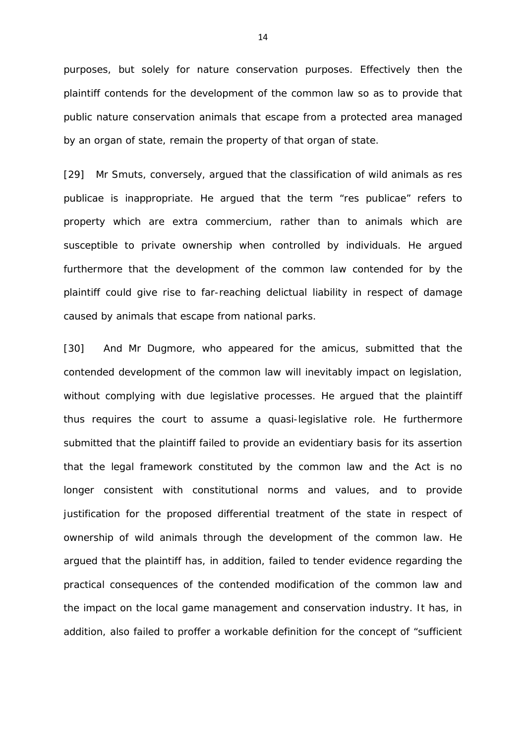purposes, but solely for nature conservation purposes. Effectively then the plaintiff contends for the development of the common law so as to provide that public nature conservation animals that escape from a protected area managed by an organ of state, remain the property of that organ of state.

[29] Mr Smuts, conversely, argued that the classification of wild animals as res publicae is inappropriate. He argued that the term "res publicae" refers to property which are extra commercium, rather than to animals which are susceptible to private ownership when controlled by individuals. He argued furthermore that the development of the common law contended for by the plaintiff could give rise to far-reaching delictual liability in respect of damage caused by animals that escape from national parks.

[30] And Mr Dugmore, who appeared for the amicus, submitted that the contended development of the common law will inevitably impact on legislation, without complying with due legislative processes. He argued that the plaintiff thus requires the court to assume a quasi-legislative role. He furthermore submitted that the plaintiff failed to provide an evidentiary basis for its assertion that the legal framework constituted by the common law and the Act is no longer consistent with constitutional norms and values, and to provide justification for the proposed differential treatment of the state in respect of ownership of wild animals through the development of the common law. He argued that the plaintiff has, in addition, failed to tender evidence regarding the practical consequences of the contended modification of the common law and the impact on the local game management and conservation industry. It has, in addition, also failed to proffer a workable definition for the concept of "sufficient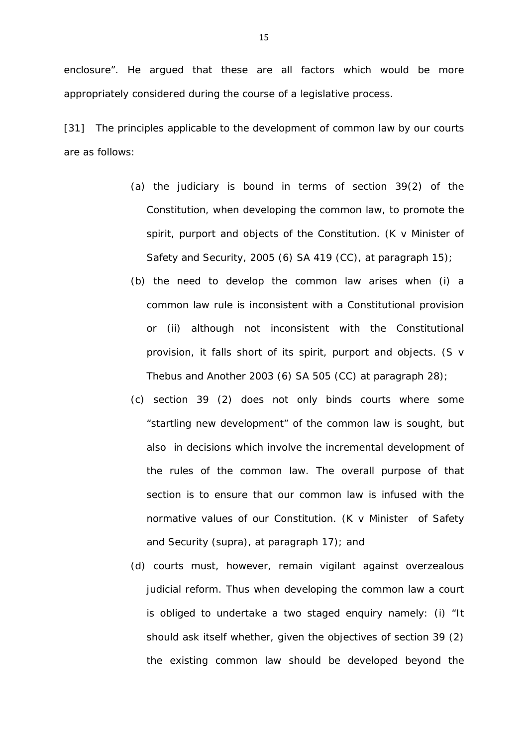enclosure". He argued that these are all factors which would be more appropriately considered during the course of a legislative process.

[31] The principles applicable to the development of common law by our courts are as follows:

> (a) the judiciary is bound in terms of section 39(2) of the Constitution, when developing the common law, to promote the spirit, purport and objects of the Constitution. (K v Minister of Safety and Security, 2005 (6) SA 419 (CC), at paragraph 15);
>
> (b) the need to develop the common law arises when (i) a common law rule is inconsistent with a Constitutional provision or (ii) although not inconsistent with the Constitutional provision, it falls short of its spirit, purport and objects. (S v Thebus and Another 2003 (6) SA 505 (CC) at paragraph 28);
>
> (c) section 39 (2) does not only binds courts where some "startling new development" of the common law is sought, but also in decisions which involve the incremental development of the rules of the common law. The overall purpose of that section is to ensure that our common law is infused with the normative values of our Constitution. (K v Minister of Safety and Security (supra), at paragraph 17); and
>
> (d) courts must, however, remain vigilant against overzealous judicial reform. Thus when developing the common law a court is obliged to undertake a two staged enquiry namely: (i) "It should ask itself whether, given the objectives of section 39 (2) the existing common law should be developed beyond the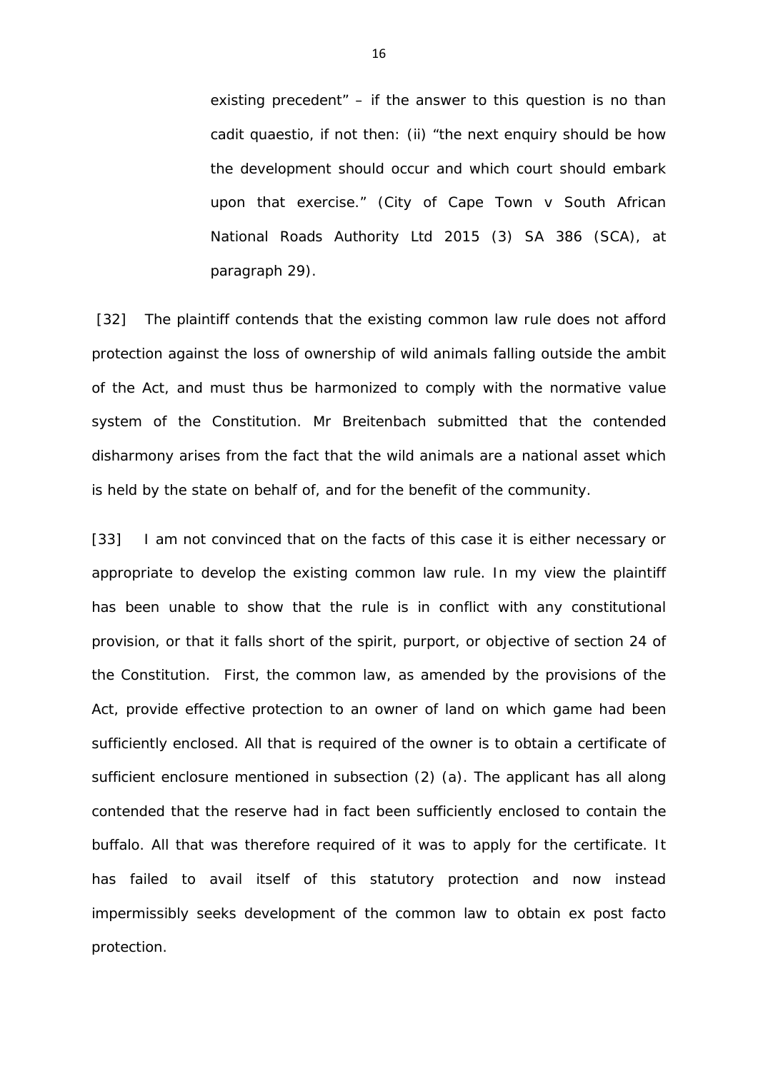existing precedent" – if the answer to this question is no than cadit quaestio, if not then: (ii) "the next enquiry should be how the development should occur and which court should embark upon that exercise." (*City of Cape Town v South African National Roads Authority Ltd* 2015 (3) SA 386 (SCA), at paragraph 29).

[32] The plaintiff contends that the existing common law rule does not afford protection against the loss of ownership of wild animals falling outside the ambit of the Act, and must thus be harmonized to comply with the normative value system of the Constitution. Mr Breitenbach submitted that the contended disharmony arises from the fact that the wild animals are a national asset which is held by the state on behalf of, and for the benefit of the community.

[33] I am not convinced that on the facts of this case it is either necessary or appropriate to develop the existing common law rule. In my view the plaintiff has been unable to show that the rule is in conflict with any constitutional provision, or that it falls short of the spirit, purport, or objective of section 24 of the Constitution. First, the common law, as amended by the provisions of the Act, provide effective protection to an owner of land on which game had been sufficiently enclosed. All that is required of the owner is to obtain a certificate of sufficient enclosure mentioned in subsection (2) (a). The applicant has all along contended that the reserve had in fact been sufficiently enclosed to contain the buffalo. All that was therefore required of it was to apply for the certificate. It has failed to avail itself of this statutory protection and now instead impermissibly seeks development of the common law to obtain ex post facto protection.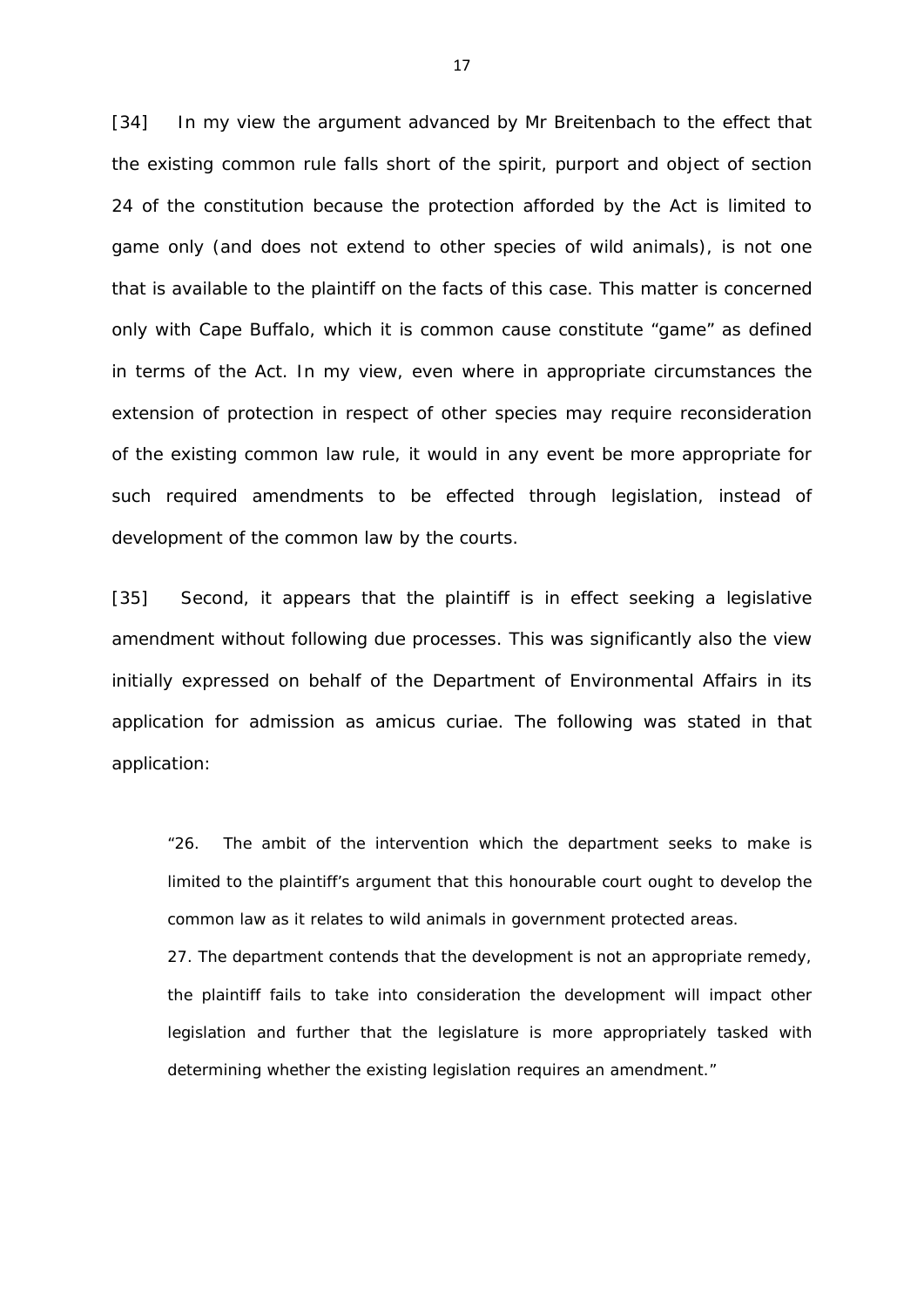[34] In my view the argument advanced by Mr Breitenbach to the effect that the existing common rule falls short of the spirit, purport and object of section 24 of the constitution because the protection afforded by the Act is limited to game only (and does not extend to other species of wild animals), is not one that is available to the plaintiff on the facts of this case. This matter is concerned only with Cape Buffalo, which it is common cause constitute "game" as defined in terms of the Act. In my view, even where in appropriate circumstances the extension of protection in respect of other species may require reconsideration of the existing common law rule, it would in any event be more appropriate for such required amendments to be effected through legislation, instead of development of the common law by the courts.

[35] Second, it appears that the plaintiff is in effect seeking a legislative amendment without following due processes. This was significantly also the view initially expressed on behalf of the Department of Environmental Affairs in its application for admission as amicus curiae. The following was stated in that application:

> "26. The ambit of the intervention which the department seeks to make is limited to the plaintiff's argument that this honourable court ought to develop the common law as it relates to wild animals in government protected areas.
>
> 27. The department contends that the development is not an appropriate remedy, the plaintiff fails to take into consideration the development will impact other legislation and further that the legislature is more appropriately tasked with determining whether the existing legislation requires an amendment."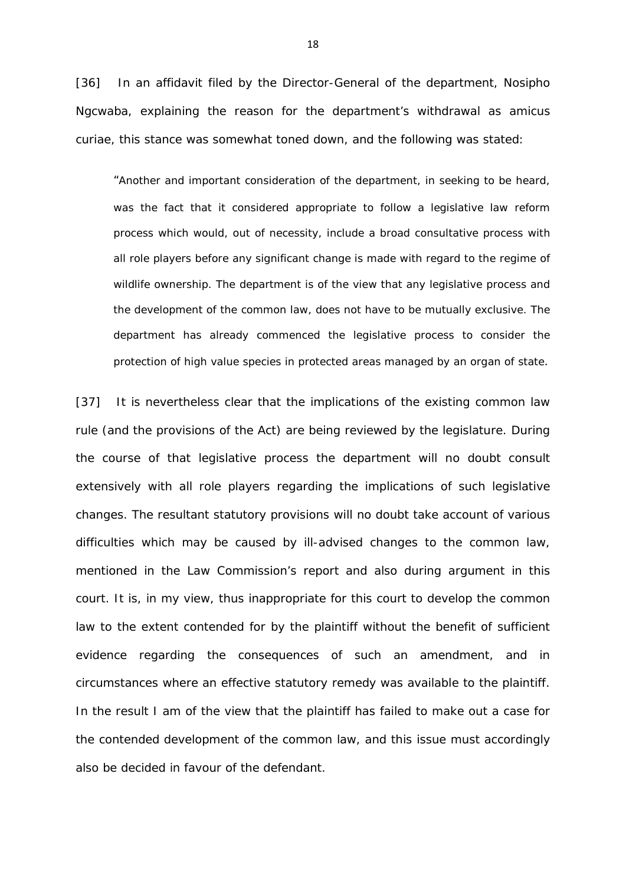[36] In an affidavit filed by the Director-General of the department, Nosipho Ngcwaba, explaining the reason for the department's withdrawal as amicus curiae, this stance was somewhat toned down, and the following was stated:

> "Another and important consideration of the department, in seeking to be heard, was the fact that it considered appropriate to follow a legislative law reform process which would, out of necessity, include a broad consultative process with all role players before any significant change is made with regard to the regime of wildlife ownership. The department is of the view that any legislative process and the development of the common law, does not have to be mutually exclusive. The department has already commenced the legislative process to consider the protection of high value species in protected areas managed by an organ of state.

[37] It is nevertheless clear that the implications of the existing common law rule (and the provisions of the Act) are being reviewed by the legislature. During the course of that legislative process the department will no doubt consult extensively with all role players regarding the implications of such legislative changes. The resultant statutory provisions will no doubt take account of various difficulties which may be caused by ill-advised changes to the common law, mentioned in the Law Commission's report and also during argument in this court. It is, in my view, thus inappropriate for this court to develop the common law to the extent contended for by the plaintiff without the benefit of sufficient evidence regarding the consequences of such an amendment, and in circumstances where an effective statutory remedy was available to the plaintiff. In the result I am of the view that the plaintiff has failed to make out a case for the contended development of the common law, and this issue must accordingly also be decided in favour of the defendant.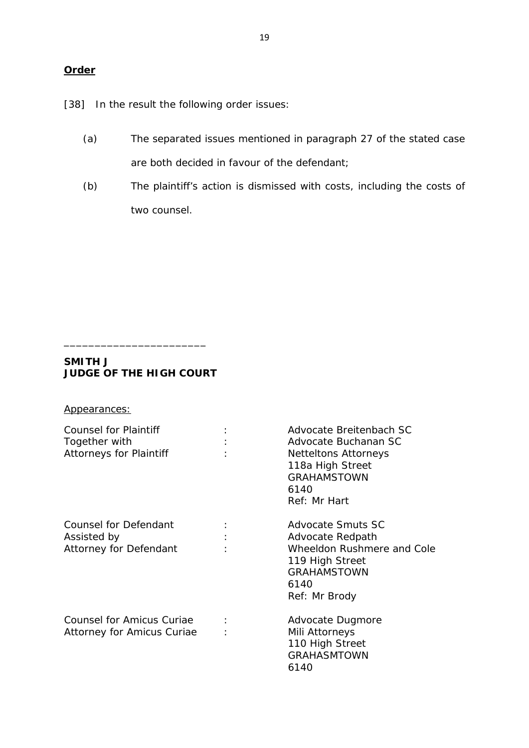**Order**

[38] In the result the following order issues:

(a) The separated issues mentioned in paragraph 27 of the stated case are both decided in favour of the defendant;

(b) The plaintiff's action is dismissed with costs, including the costs of two counsel.

_______________________

**SMITH J**
**JUDGE OF THE HIGH COURT**

Appearances:

| | | |
|---|---|---|
| Counsel for Plaintiff | : | Advocate Breitenbach SC |
| Together with | : | Advocate Buchanan SC |
| Attorneys for Plaintiff | : | Netteltons Attorneys<br>118a High Street<br>GRAHAMSTOWN<br>6140<br>Ref: Mr Hart |
| Counsel for Defendant | : | Advocate Smuts SC |
| Assisted by | : | Advocate Redpath |
| Attorney for Defendant | : | Wheeldon Rushmere and Cole<br>119 High Street<br>GRAHAMSTOWN<br>6140<br>Ref: Mr Brody |
| Counsel for Amicus Curiae | : | Advocate Dugmore |
| Attorney for Amicus Curiae | : | Mili Attorneys<br>110 High Street<br>GRAHASMTOWN<br>6140 |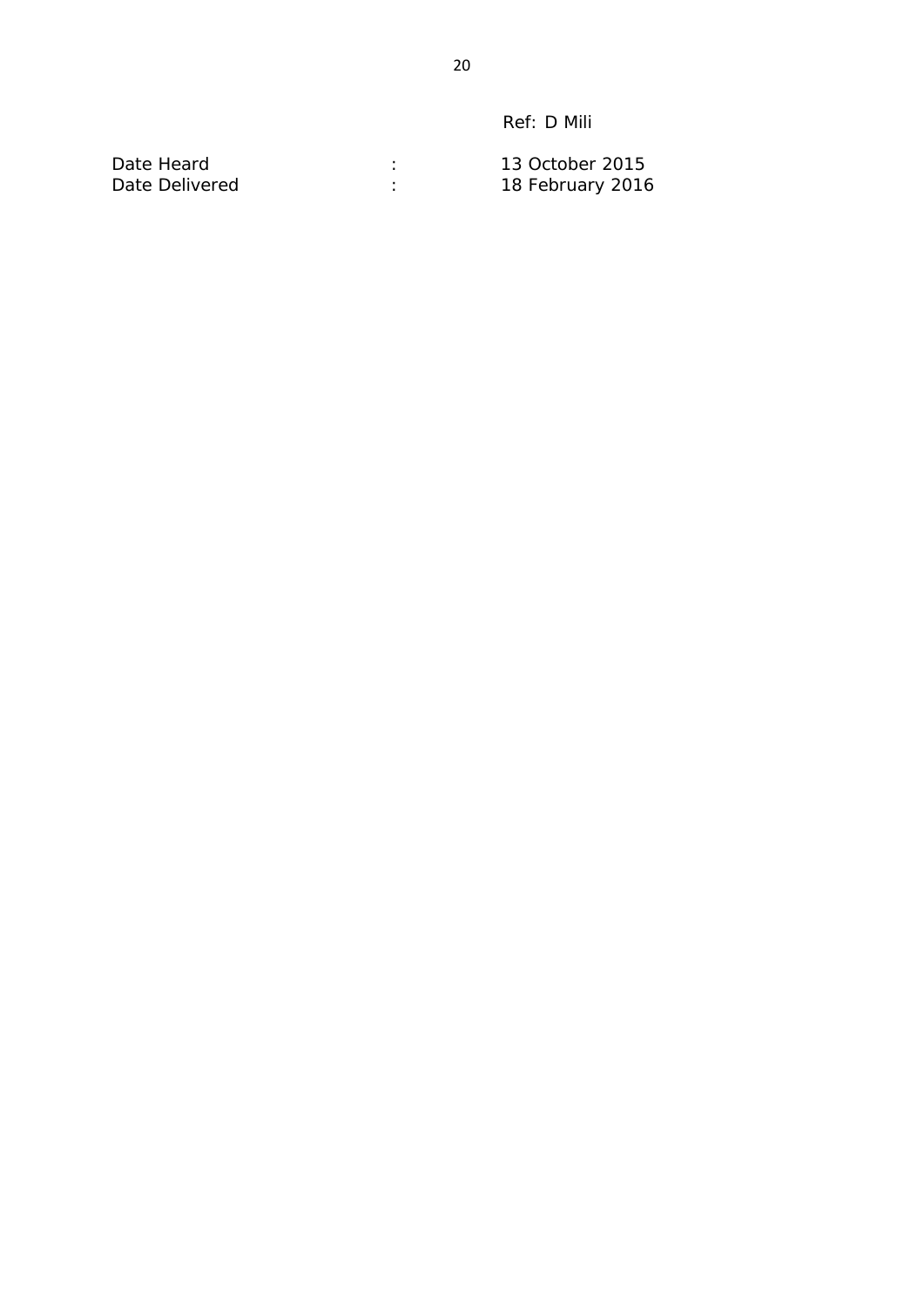Ref: D Mili

| | | |
|---|---|---|
| Date Heard | : | 13 October 2015 |
| Date Delivered | : | 18 February 2016 |